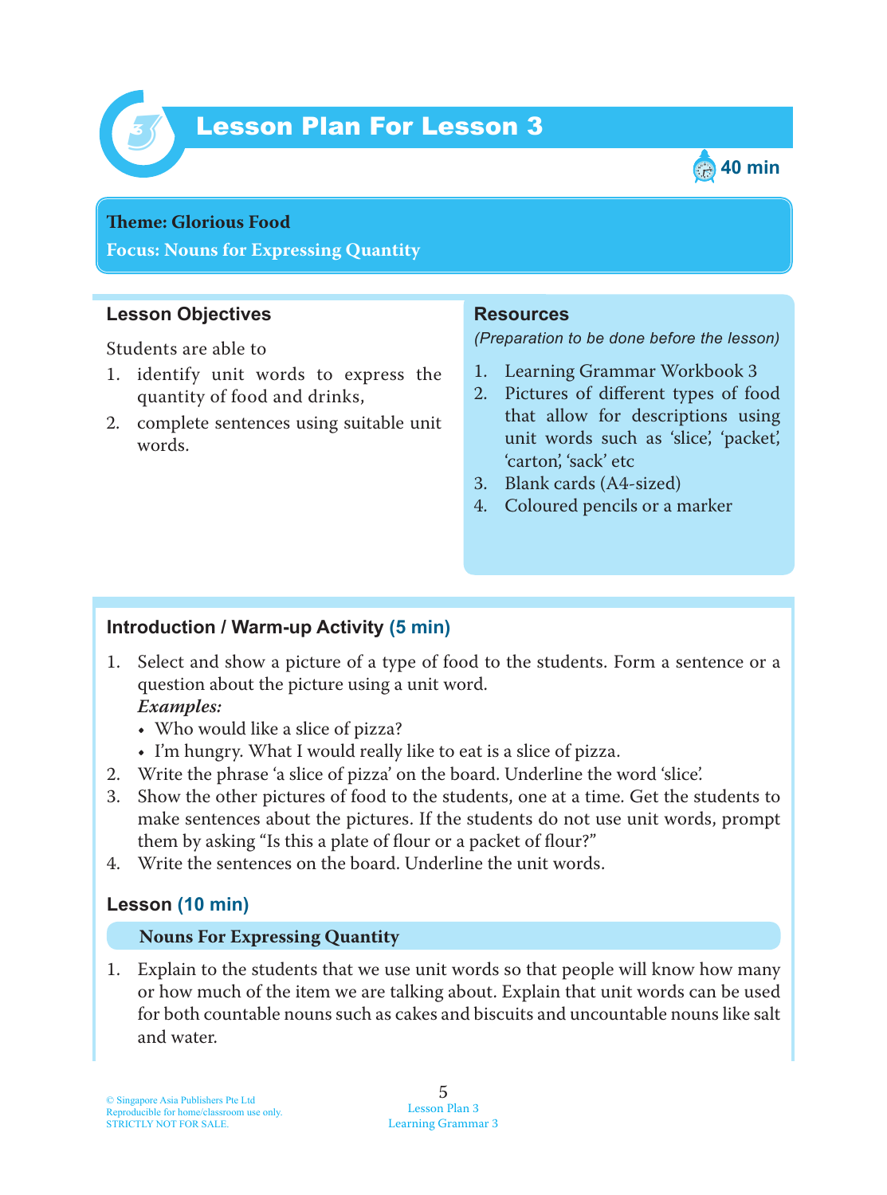# Lesson Plan For Lesson 3

40 min

**Theme: Glorious Food**

**Focus: Nouns for Expressing Quantity**

## Lesson Objectives

Students are able to

1. identify unit words to express the quantity of food and drinks,
2. complete sentences using suitable unit words.

## Resources

*(Preparation to be done before the lesson)*

1. Learning Grammar Workbook 3
2. Pictures of different types of food that allow for descriptions using unit words such as 'slice', 'packet', 'carton', 'sack' etc
3. Blank cards (A4-sized)
4. Coloured pencils or a marker

## Introduction / Warm-up Activity (5 min)

1. Select and show a picture of a type of food to the students. Form a sentence or a question about the picture using a unit word.
   ***Examples:***
   - Who would like a slice of pizza?
   - I'm hungry. What I would really like to eat is a slice of pizza.
2. Write the phrase 'a slice of pizza' on the board. Underline the word 'slice'.
3. Show the other pictures of food to the students, one at a time. Get the students to make sentences about the pictures. If the students do not use unit words, prompt them by asking "Is this a plate of flour or a packet of flour?"
4. Write the sentences on the board. Underline the unit words.

## Lesson (10 min)

### Nouns For Expressing Quantity

1. Explain to the students that we use unit words so that people will know how many or how much of the item we are talking about. Explain that unit words can be used for both countable nouns such as cakes and biscuits and uncountable nouns like salt and water.

© Singapore Asia Publishers Pte Ltd
Reproducible for home/classroom use only.
STRICTLY NOT FOR SALE.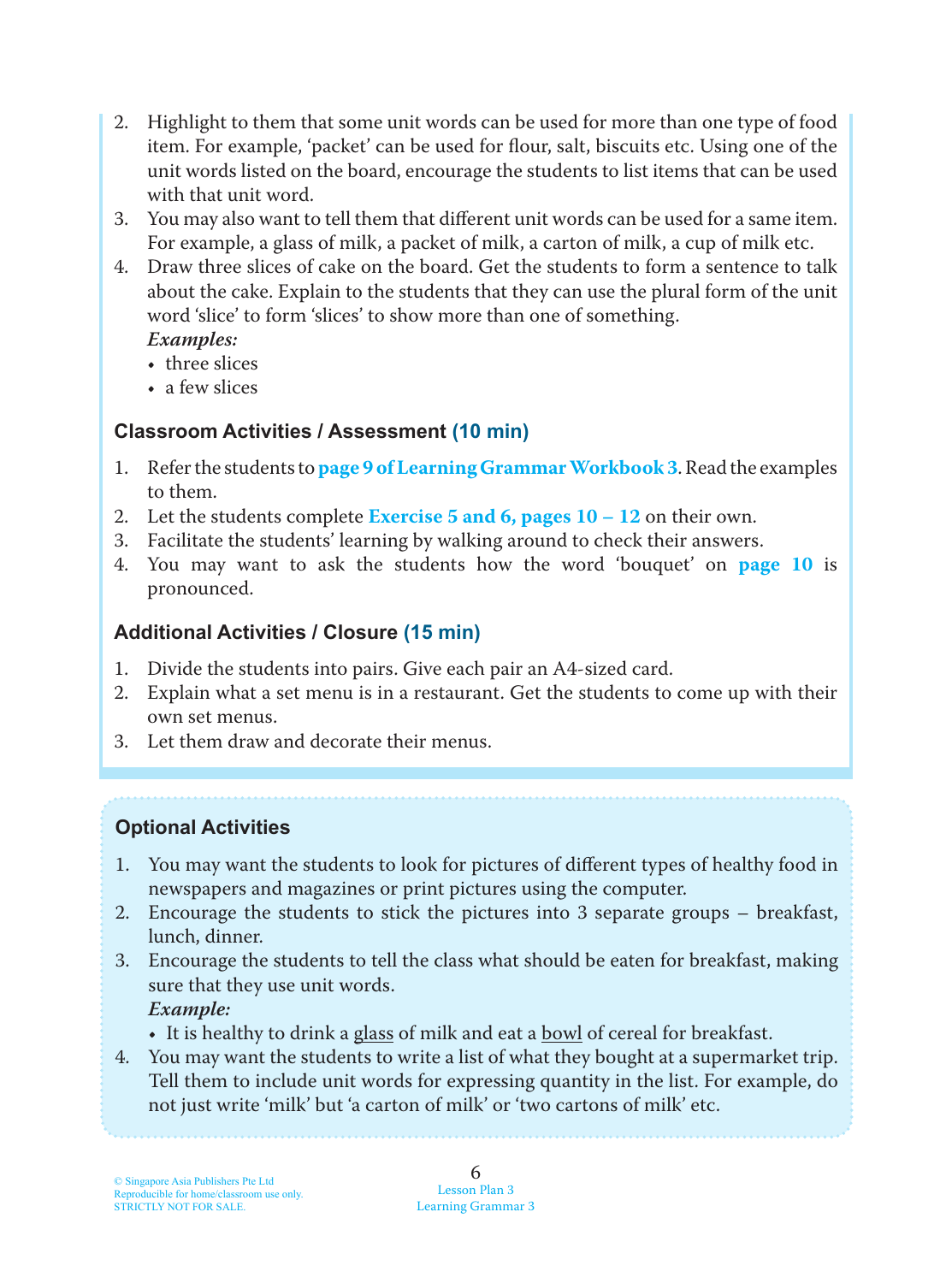2. Highlight to them that some unit words can be used for more than one type of food item. For example, 'packet' can be used for flour, salt, biscuits etc. Using one of the unit words listed on the board, encourage the students to list items that can be used with that unit word.
3. You may also want to tell them that different unit words can be used for a same item. For example, a glass of milk, a packet of milk, a carton of milk, a cup of milk etc.
4. Draw three slices of cake on the board. Get the students to form a sentence to talk about the cake. Explain to the students that they can use the plural form of the unit word 'slice' to form 'slices' to show more than one of something.

   ***Examples:***
   - three slices
   - a few slices

### Classroom Activities / Assessment (10 min)

1. Refer the students to **page 9 of Learning Grammar Workbook 3**. Read the examples to them.
2. Let the students complete **Exercise 5 and 6, pages 10 – 12** on their own.
3. Facilitate the students' learning by walking around to check their answers.
4. You may want to ask the students how the word 'bouquet' on **page 10** is pronounced.

### Additional Activities / Closure (15 min)

1. Divide the students into pairs. Give each pair an A4-sized card.
2. Explain what a set menu is in a restaurant. Get the students to come up with their own set menus.
3. Let them draw and decorate their menus.

### Optional Activities

1. You may want the students to look for pictures of different types of healthy food in newspapers and magazines or print pictures using the computer.
2. Encourage the students to stick the pictures into 3 separate groups – breakfast, lunch, dinner.
3. Encourage the students to tell the class what should be eaten for breakfast, making sure that they use unit words.

   ***Example:***
   - It is healthy to drink a <u>glass</u> of milk and eat a <u>bowl</u> of cereal for breakfast.
4. You may want the students to write a list of what they bought at a supermarket trip. Tell them to include unit words for expressing quantity in the list. For example, do not just write 'milk' but 'a carton of milk' or 'two cartons of milk' etc.

© Singapore Asia Publishers Pte Ltd
Reproducible for home/classroom use only.
STRICTLY NOT FOR SALE.